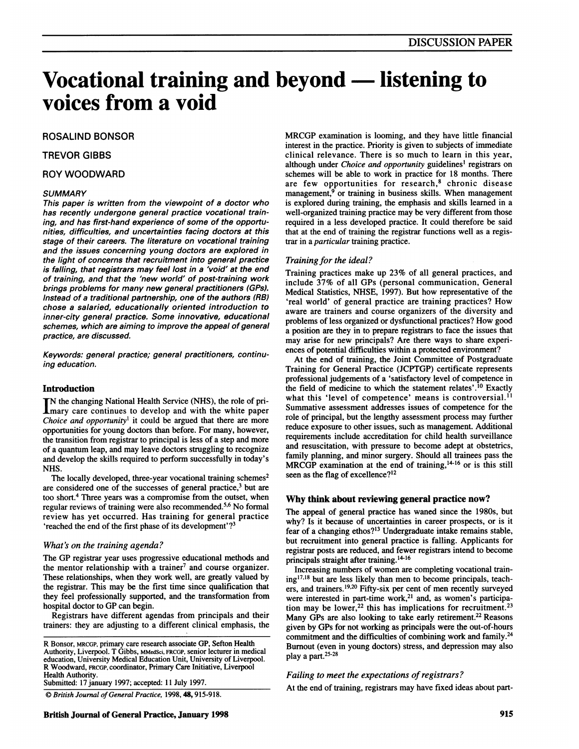DISCUSSION PAPER

# Vocational training and beyond — listening to voices from a void

ROSALIND BONSOR

TREVOR GIBBS

ROY WOODWARD

### SUMMARY

*This paper is written from the viewpoint of a doctor who has recently undergone general practice vocational training, and has first-hand experience of some of the opportunities, difficulties, and uncertainties facing doctors at this stage of their careers. The literature on vocational training and the issues concerning young doctors are explored in the light of concerns that recruitment into general practice is falling, that registrars may feel lost in a 'void' at the end of training, and that the 'new world' of post-training work brings problems for many new general practitioners (GPs). Instead of a traditional partnership, one of the authors (RB) chose a salaried, educationally oriented introduction to inner-city general practice. Some innovative, educational schemes, which are aiming to improve the appeal of general practice, are discussed.*

*Keywords: general practice; general practitioners, continuing education.*

## Introduction

In the changing National Health Service (NHS), the role of primary care continues to develop and with the white paper *Choice and opportunity*[1] it could be argued that there are more opportunities for young doctors than before. For many, however, the transition from registrar to principal is less of a step and more of a quantum leap, and may leave doctors struggling to recognize and develop the skills required to perform successfully in today's NHS.

The locally developed, three-year vocational training schemes[2] are considered one of the successes of general practice,[3] but are too short.[4] Three years was a compromise from the outset, when regular reviews of training were also recommended.[5,6] No formal review has yet occurred. Has training for general practice 'reached the end of the first phase of its development'?[3]

### *What's on the training agenda?*

The GP registrar year uses progressive educational methods and the mentor relationship with a trainer[7] and course organizer. These relationships, when they work well, are greatly valued by the registrar. This may be the first time since qualification that they feel professionally supported, and the transformation from hospital doctor to GP can begin.

Registrars have different agendas from principals and their trainers: they are adjusting to a different clinical emphasis, the MRCGP examination is looming, and they have little financial interest in the practice. Priority is given to subjects of immediate clinical relevance. There is so much to learn in this year, although under *Choice and opportunity* guidelines[1] registrars on schemes will be able to work in practice for 18 months. There are few opportunities for research,[8] chronic disease management,[9] or training in business skills. When management is explored during training, the emphasis and skills learned in a well-organized training practice may be very different from those required in a less developed practice. It could therefore be said that at the end of training the registrar functions well as a registrar in a *particular* training practice.

### *Training for the ideal?*

Training practices make up 23% of all general practices, and include 37% of all GPs (personal communication, General Medical Statistics, NHSE, 1997). But how representative of the 'real world' of general practice are training practices? How aware are trainers and course organizers of the diversity and problems of less organized or dysfunctional practices? How good a position are they in to prepare registrars to face the issues that may arise for new principals? Are there ways to share experiences of potential difficulties within a protected environment?

At the end of training, the Joint Committee of Postgraduate Training for General Practice (JCPTGP) certificate represents professional judgements of a 'satisfactory level of competence in the field of medicine to which the statement relates'.[10] Exactly what this 'level of competence' means is controversial.[11] Summative assessment addresses issues of competence for the role of principal, but the lengthy assessment process may further reduce exposure to other issues, such as management. Additional requirements include accreditation for child health surveillance and resuscitation, with pressure to become adept at obstetrics, family planning, and minor surgery. Should all trainees pass the MRCGP examination at the end of training,[14-16] or is this still seen as the flag of excellence?[12]

## Why think about reviewing general practice now?

The appeal of general practice has waned since the 1980s, but why? Is it because of uncertainties in career prospects, or is it fear of a changing ethos?[13] Undergraduate intake remains stable, but recruitment into general practice is falling. Applicants for registrar posts are reduced, and fewer registrars intend to become principals straight after training.[14-16]

Increasing numbers of women are completing vocational training[17,18] but are less likely than men to become principals, teachers, and trainers.[19,20] Fifty-six per cent of men recently surveyed were interested in part-time work,[21] and, as women's participation may be lower,[22] this has implications for recruitment.[23] Many GPs are also looking to take early retirement.[22] Reasons given by GPs for not working as principals were the out-of-hours commitment and the difficulties of combining work and family.[24] Burnout (even in young doctors) stress, and depression may also play a part.[25-28]

### *Failing to meet the expectations of registrars?*

At the end of training, registrars may have fixed ideas about part-

R Bonsor, MRCGP, primary care research associate GP, Sefton Health Authority, Liverpool. T Gibbs, MMedSci, FRCGP, senior lecturer in medical education, University Medical Education Unit, University of Liverpool. R Woodward, FRCGP, coordinator, Primary Care Initiative, Liverpool Health Authority.

Submitted: 17 january 1997; accepted: 11 July 1997.

© *British Journal of General Practice*, 1998, **48**, 915-918.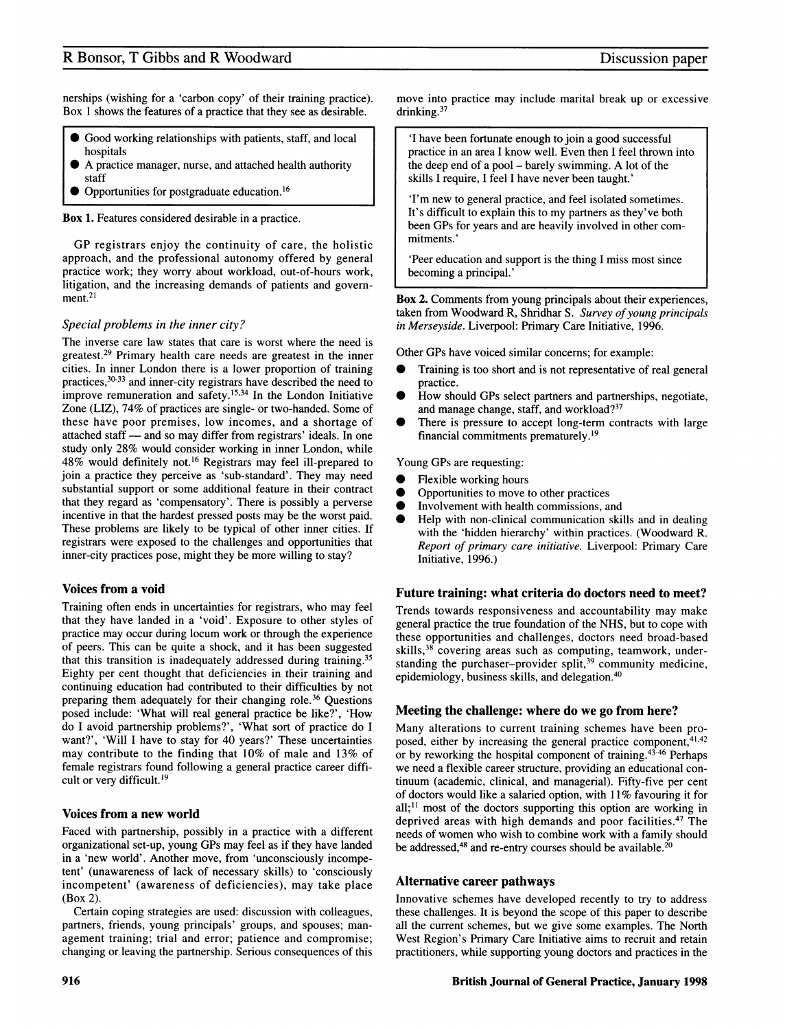nerships (wishing for a 'carbon copy' of their training practice). Box 1 shows the features of a practice that they see as desirable.

> - Good working relationships with patients, staff, and local hospitals
> - A practice manager, nurse, and attached health authority staff
> - Opportunities for postgraduate education.[16]

**Box 1.** Features considered desirable in a practice.

GP registrars enjoy the continuity of care, the holistic approach, and the professional autonomy offered by general practice work; they worry about workload, out-of-hours work, litigation, and the increasing demands of patients and government.[21]

### *Special problems in the inner city?*

The inverse care law states that care is worst where the need is greatest.[29] Primary health care needs are greatest in the inner cities. In inner London there is a lower proportion of training practices,[30-33] and inner-city registrars have described the need to improve remuneration and safety.[15,34] In the London Initiative Zone (LIZ), 74% of practices are single- or two-handed. Some of these have poor premises, low incomes, and a shortage of attached staff — and so may differ from registrars' ideals. In one study only 28% would consider working in inner London, while 48% would definitely not.[16] Registrars may feel ill-prepared to join a practice they perceive as 'sub-standard'. They may need substantial support or some additional feature in their contract that they regard as 'compensatory'. There is possibly a perverse incentive in that the hardest pressed posts may be the worst paid. These problems are likely to be typical of other inner cities. If registrars were exposed to the challenges and opportunities that inner-city practices pose, might they be more willing to stay?

## Voices from a void

Training often ends in uncertainties for registrars, who may feel that they have landed in a 'void'. Exposure to other styles of practice may occur during locum work or through the experience of peers. This can be quite a shock, and it has been suggested that this transition is inadequately addressed during training.[35] Eighty per cent thought that deficiencies in their training and continuing education had contributed to their difficulties by not preparing them adequately for their changing role.[36] Questions posed include: 'What will real general practice be like?', 'How do I avoid partnership problems?', 'What sort of practice do I want?', 'Will I have to stay for 40 years?' These uncertainties may contribute to the finding that 10% of male and 13% of female registrars found following a general practice career difficult or very difficult.[19]

## Voices from a new world

Faced with partnership, possibly in a practice with a different organizational set-up, young GPs may feel as if they have landed in a 'new world'. Another move, from 'unconsciously incompetent' (unawareness of lack of necessary skills) to 'consciously incompetent' (awareness of deficiencies), may take place (Box 2).

Certain coping strategies are used: discussion with colleagues, partners, friends, young principals' groups, and spouses; management training; trial and error; patience and compromise; changing or leaving the partnership. Serious consequences of this move into practice may include marital break up or excessive drinking.[37]

> 'I have been fortunate enough to join a good successful practice in an area I know well. Even then I feel thrown into the deep end of a pool – barely swimming. A lot of the skills I require, I feel I have never been taught.'
>
> 'I'm new to general practice, and feel isolated sometimes. It's difficult to explain this to my partners as they've both been GPs for years and are heavily involved in other commitments.'
>
> 'Peer education and support is the thing I miss most since becoming a principal.'

**Box 2.** Comments from young principals about their experiences, taken from Woodward R, Shridhar S. *Survey of young principals in Merseyside*. Liverpool: Primary Care Initiative, 1996.

Other GPs have voiced similar concerns; for example:

- Training is too short and is not representative of real general practice.
- How should GPs select partners and partnerships, negotiate, and manage change, staff, and workload?[37]
- There is pressure to accept long-term contracts with large financial commitments prematurely.[19]

Young GPs are requesting:

- Flexible working hours
- Opportunities to move to other practices
- Involvement with health commissions, and
- Help with non-clinical communication skills and in dealing with the 'hidden hierarchy' within practices. (Woodward R. *Report of primary care initiative.* Liverpool: Primary Care Initiative, 1996.)

## Future training: what criteria do doctors need to meet?

Trends towards responsiveness and accountability may make general practice the true foundation of the NHS, but to cope with these opportunities and challenges, doctors need broad-based skills,[38] covering areas such as computing, teamwork, understanding the purchaser–provider split,[39] community medicine, epidemiology, business skills, and delegation.[40]

## Meeting the challenge: where do we go from here?

Many alterations to current training schemes have been proposed, either by increasing the general practice component,[41,42] or by reworking the hospital component of training.[43-46] Perhaps we need a flexible career structure, providing an educational continuum (academic, clinical, and managerial). Fifty-five per cent of doctors would like a salaried option, with 11% favouring it for all;[11] most of the doctors supporting this option are working in deprived areas with high demands and poor facilities.[47] The needs of women who wish to combine work with a family should be addressed,[48] and re-entry courses should be available.[20]

## Alternative career pathways

Innovative schemes have developed recently to try to address these challenges. It is beyond the scope of this paper to describe all the current schemes, but we give some examples. The North West Region's Primary Care Initiative aims to recruit and retain practitioners, while supporting young doctors and practices in the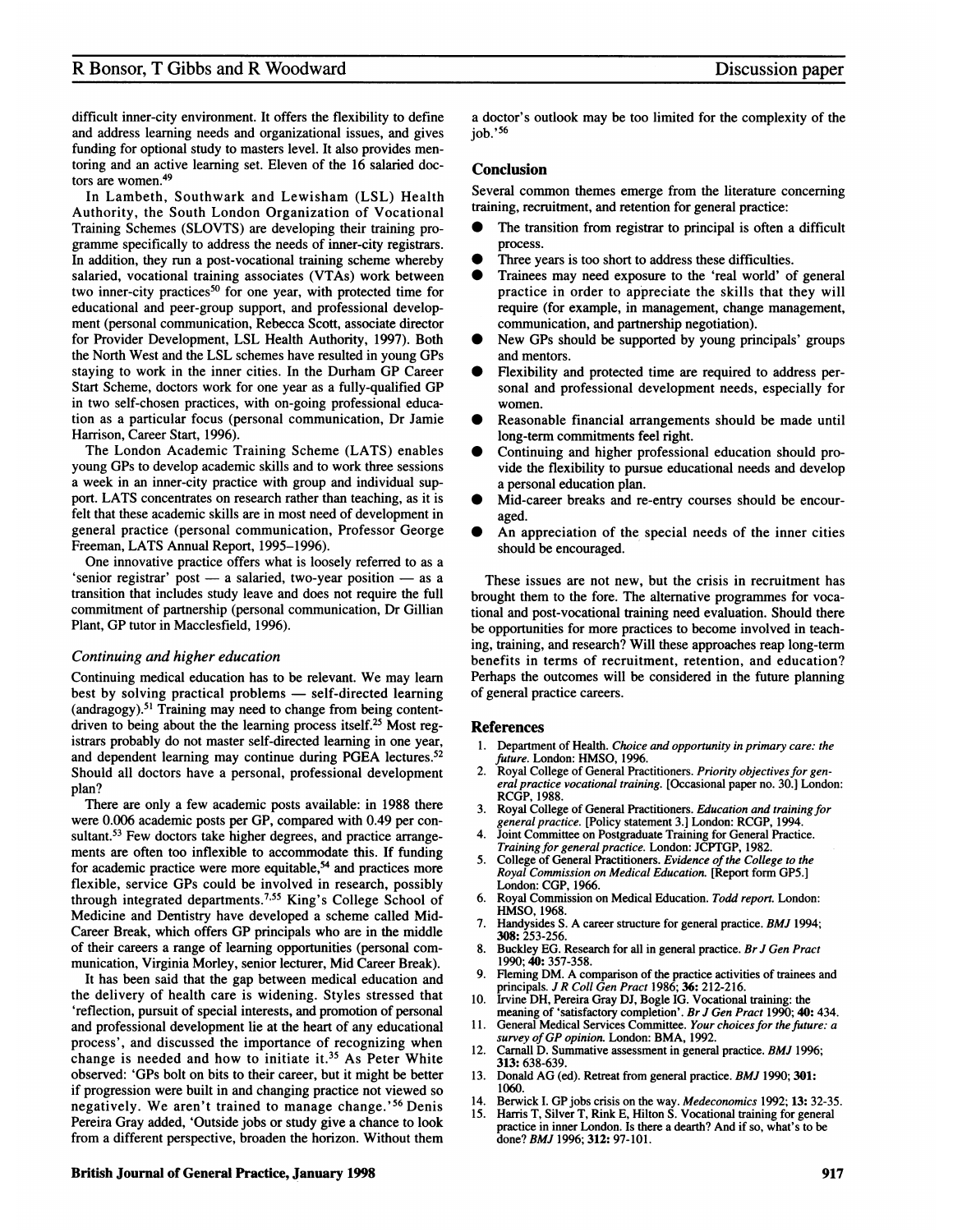difficult inner-city environment. It offers the flexibility to define and address learning needs and organizational issues, and gives funding for optional study to masters level. It also provides mentoring and an active learning set. Eleven of the 16 salaried doctors are women.[49]

In Lambeth, Southwark and Lewisham (LSL) Health Authority, the South London Organization of Vocational Training Schemes (SLOVTS) are developing their training programme specifically to address the needs of inner-city registrars. In addition, they run a post-vocational training scheme whereby salaried, vocational training associates (VTAs) work between two inner-city practices[50] for one year, with protected time for educational and peer-group support, and professional development (personal communication, Rebecca Scott, associate director for Provider Development, LSL Health Authority, 1997). Both the North West and the LSL schemes have resulted in young GPs staying to work in the inner cities. In the Durham GP Career Start Scheme, doctors work for one year as a fully-qualified GP in two self-chosen practices, with on-going professional education as a particular focus (personal communication, Dr Jamie Harrison, Career Start, 1996).

The London Academic Training Scheme (LATS) enables young GPs to develop academic skills and to work three sessions a week in an inner-city practice with group and individual support. LATS concentrates on research rather than teaching, as it is felt that these academic skills are in most need of development in general practice (personal communication, Professor George Freeman, LATS Annual Report, 1995–1996).

One innovative practice offers what is loosely referred to as a 'senior registrar' post — a salaried, two-year position — as a transition that includes study leave and does not require the full commitment of partnership (personal communication, Dr Gillian Plant, GP tutor in Macclesfield, 1996).

### *Continuing and higher education*

Continuing medical education has to be relevant. We may learn best by solving practical problems — self-directed learning (andragogy).[51] Training may need to change from being content-driven to being about the the learning process itself.[25] Most registrars probably do not master self-directed learning in one year, and dependent learning may continue during PGEA lectures.[52] Should all doctors have a personal, professional development plan?

There are only a few academic posts available: in 1988 there were 0.006 academic posts per GP, compared with 0.49 per consultant.[53] Few doctors take higher degrees, and practice arrangements are often too inflexible to accommodate this. If funding for academic practice were more equitable,[54] and practices more flexible, service GPs could be involved in research, possibly through integrated departments.[7,55] King's College School of Medicine and Dentistry have developed a scheme called Mid-Career Break, which offers GP principals who are in the middle of their careers a range of learning opportunities (personal communication, Virginia Morley, senior lecturer, Mid Career Break).

It has been said that the gap between medical education and the delivery of health care is widening. Styles stressed that 'reflection, pursuit of special interests, and promotion of personal and professional development lie at the heart of any educational process', and discussed the importance of recognizing when change is needed and how to initiate it.[35] As Peter White observed: 'GPs bolt on bits to their career, but it might be better if progression were built in and changing practice not viewed so negatively. We aren't trained to manage change.'[56] Denis Pereira Gray added, 'Outside jobs or study give a chance to look from a different perspective, broaden the horizon. Without them a doctor's outlook may be too limited for the complexity of the job.'[56]

## Conclusion

Several common themes emerge from the literature concerning training, recruitment, and retention for general practice:

- The transition from registrar to principal is often a difficult process.
- Three years is too short to address these difficulties.
- Trainees may need exposure to the 'real world' of general practice in order to appreciate the skills that they will require (for example, in management, change management, communication, and partnership negotiation).
- New GPs should be supported by young principals' groups and mentors.
- Flexibility and protected time are required to address personal and professional development needs, especially for women.
- Reasonable financial arrangements should be made until long-term commitments feel right.
- Continuing and higher professional education should provide the flexibility to pursue educational needs and develop a personal education plan.
- Mid-career breaks and re-entry courses should be encouraged.
- An appreciation of the special needs of the inner cities should be encouraged.

These issues are not new, but the crisis in recruitment has brought them to the fore. The alternative programmes for vocational and post-vocational training need evaluation. Should there be opportunities for more practices to become involved in teaching, training, and research? Will these approaches reap long-term benefits in terms of recruitment, retention, and education? Perhaps the outcomes will be considered in the future planning of general practice careers.

## References

1. Department of Health. *Choice and opportunity in primary care: the future.* London: HMSO, 1996.
2. Royal College of General Practitioners. *Priority objectives for general practice vocational training.* [Occasional paper no. 30.] London: RCGP, 1988.
3. Royal College of General Practitioners. *Education and training for general practice.* [Policy statement 3.] London: RCGP, 1994.
4. Joint Committee on Postgraduate Training for General Practice. *Training for general practice.* London: JCPTGP, 1982.
5. College of General Practitioners. *Evidence of the College to the Royal Commission on Medical Education.* [Report form GP5.] London: CGP, 1966.
6. Royal Commission on Medical Education. *Todd report.* London: HMSO, 1968.
7. Handysides S. A career structure for general practice. *BMJ* 1994; **308:** 253-256.
8. Buckley EG. Research for all in general practice. *Br J Gen Pract* 1990; **40:** 357-358.
9. Fleming DM. A comparison of the practice activities of trainees and principals. *J R Coll Gen Pract* 1986; **36:** 212-216.
10. Irvine DH, Pereira Gray DJ, Bogle IG. Vocational training: the meaning of 'satisfactory completion'. *Br J Gen Pract* 1990; **40:** 434.
11. General Medical Services Committee. *Your choices for the future: a survey of GP opinion.* London: BMA, 1992.
12. Carnall D. Summative assessment in general practice. *BMJ* 1996; **313:** 638-639.
13. Donald AG (ed). Retreat from general practice. *BMJ* 1990; **301:** 1060.
14. Berwick I. GP jobs crisis on the way. *Medeconomics* 1992; **13:** 32-35.
15. Harris T, Silver T, Rink E, Hilton S. Vocational training for general practice in inner London. Is there a dearth? And if so, what's to be done? *BMJ* 1996; **312:** 97-101.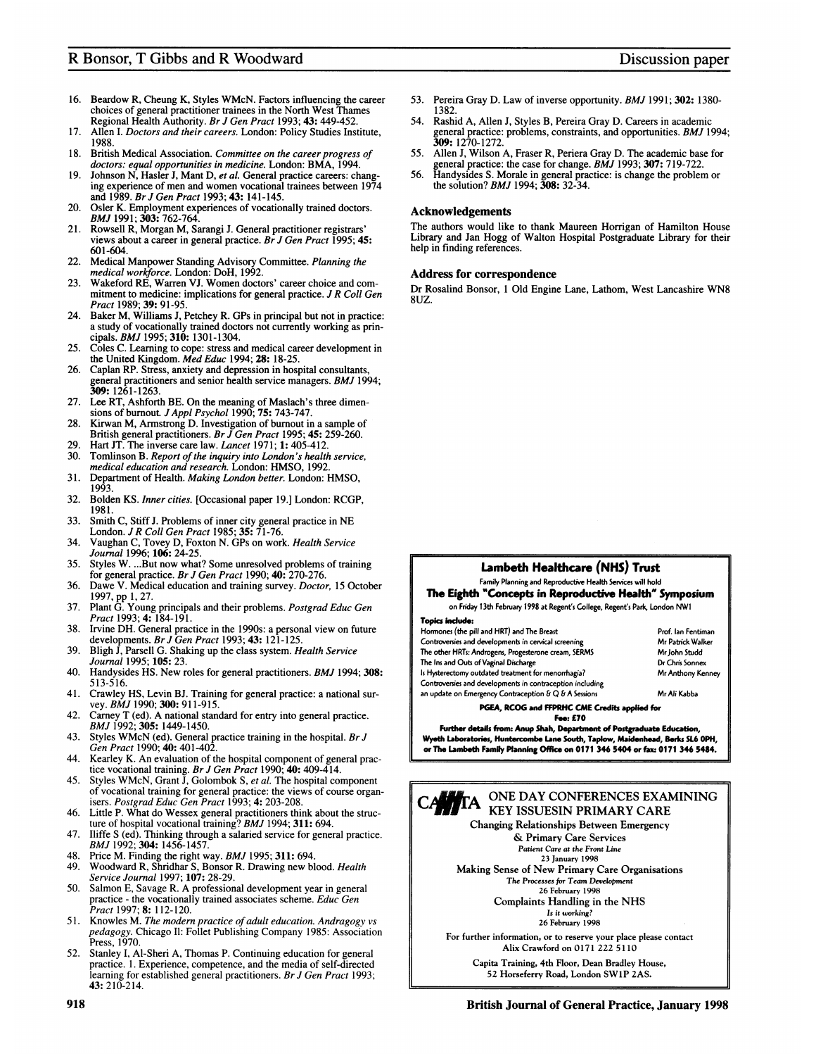16. Beardow R, Cheung K, Styles WMcN. Factors influencing the career choices of general practitioner trainees in the North West Thames Regional Health Authority. *Br J Gen Pract* 1993; **43:** 449-452.
17. Allen I. *Doctors and their careers.* London: Policy Studies Institute, 1988.
18. British Medical Association. *Committee on the career progress of doctors: equal opportunities in medicine.* London: BMA, 1994.
19. Johnson N, Hasler J, Mant D, *et al.* General practice careers: changing experience of men and women vocational trainees between 1974 and 1989. *Br J Gen Pract* 1993; **43:** 141-145.
20. Osler K. Employment experiences of vocationally trained doctors. *BMJ* 1991; **303:** 762-764.
21. Rowsell R, Morgan M, Sarangi J. General practitioner registrars' views about a career in general practice. *Br J Gen Pract* 1995; **45:** 601-604.
22. Medical Manpower Standing Advisory Committee. *Planning the medical workforce.* London: DoH, 1992.
23. Wakeford RE, Warren VJ. Women doctors' career choice and commitment to medicine: implications for general practice. *J R Coll Gen Pract* 1989; **39:** 91-95.
24. Baker M, Williams J, Petchey R. GPs in principal but not in practice: a study of vocationally trained doctors not currently working as principals. *BMJ* 1995; **310:** 1301-1304.
25. Coles C. Learning to cope: stress and medical career development in the United Kingdom. *Med Educ* 1994; **28:** 18-25.
26. Caplan RP. Stress, anxiety and depression in hospital consultants, general practitioners and senior health service managers. *BMJ* 1994; **309:** 1261-1263.
27. Lee RT, Ashforth BE. On the meaning of Maslach's three dimensions of burnout. *J Appl Psychol* 1990; **75:** 743-747.
28. Kirwan M, Armstrong D. Investigation of burnout in a sample of British general practitioners. *Br J Gen Pract* 1995; **45:** 259-260.
29. Hart JT. The inverse care law. *Lancet* 1971; **1:** 405-412.
30. Tomlinson B. *Report of the inquiry into London's health service, medical education and research.* London: HMSO, 1992.
31. Department of Health. *Making London better.* London: HMSO, 1993.
32. Bolden KS. *Inner cities.* [Occasional paper 19.] London: RCGP, 1981.
33. Smith C, Stiff J. Problems of inner city general practice in NE London. *J R Coll Gen Pract* 1985; **35:** 71-76.
34. Vaughan C, Tovey D, Foxton N. GPs on work. *Health Service Journal* 1996; **106:** 24-25.
35. Styles W. ...But now what? Some unresolved problems of training for general practice. *Br J Gen Pract* 1990; **40:** 270-276.
36. Dawe V. Medical education and training survey. *Doctor,* 15 October 1997, pp 1, 27.
37. Plant G. Young principals and their problems. *Postgrad Educ Gen Pract* 1993; **4:** 184-191.
38. Irvine DH. General practice in the 1990s: a personal view on future developments. *Br J Gen Pract* 1993; **43:** 121-125.
39. Bligh J, Parsell G. Shaking up the class system. *Health Service Journal* 1995; **105:** 23.
40. Handysides HS. New roles for general practitioners. *BMJ* 1994; **308:** 513-516.
41. Crawley HS, Levin BJ. Training for general practice: a national survey. *BMJ* 1990; **300:** 911-915.
42. Carney T (ed). A national standard for entry into general practice. *BMJ* 1992; **305:** 1449-1450.
43. Styles WMcN (ed). General practice training in the hospital. *Br J Gen Pract* 1990; **40:** 401-402.
44. Kearley K. An evaluation of the hospital component of general practice vocational training. *Br J Gen Pract* 1990; **40:** 409-414.
45. Styles WMcN, Grant J, Golombok S, *et al.* The hospital component of vocational training for general practice: the views of course organisers. *Postgrad Educ Gen Pract* 1993; **4:** 203-208.
46. Little P. What do Wessex general practitioners think about the structure of hospital vocational training? *BMJ* 1994; **311:** 694.
47. Iliffe S (ed). Thinking through a salaried service for general practice. *BMJ* 1992; **304:** 1456-1457.
48. Price M. Finding the right way. *BMJ* 1995; **311:** 694.
49. Woodward R, Shridhar S, Bonsor R. Drawing new blood. *Health Service Journal* 1997; **107:** 28-29.
50. Salmon E, Savage R. A professional development year in general practice - the vocationally trained associates scheme. *Educ Gen Pract* 1997; **8:** 112-120.
51. Knowles M. *The modern practice of adult education. Andragogy vs pedagogy.* Chicago Il: Follet Publishing Company 1985: Association Press, 1970.
52. Stanley I, Al-Sheri A, Thomas P. Continuing education for general practice. 1. Experience, competence, and the media of self-directed learning for established general practitioners. *Br J Gen Pract* 1993; **43:** 210-214.
53. Pereira Gray D. Law of inverse opportunity. *BMJ* 1991; **302:** 1380-1382.
54. Rashid A, Allen J, Styles B, Pereira Gray D. Careers in academic general practice: problems, constraints, and opportunities. *BMJ* 1994; **309:** 1270-1272.
55. Allen J, Wilson A, Fraser R, Periera Gray D. The academic base for general practice: the case for change. *BMJ* 1993; **307:** 719-722.
56. Handysides S. Morale in general practice: is change the problem or the solution? *BMJ* 1994; **308:** 32-34.

### Acknowledgements

The authors would like to thank Maureen Horrigan of Hamilton House Library and Jan Hogg of Walton Hospital Postgraduate Library for their help in finding references.

### Address for correspondence

Dr Rosalind Bonsor, 1 Old Engine Lane, Lathom, West Lancashire WN8 8UZ.

---

**Lambeth Healthcare (NHS) Trust**

Family Planning and Reproductive Health Services will hold

**The Eighth "Concepts in Reproductive Health" Symposium**

on Friday 13th February 1998 at Regent's College, Regent's Park, London NW1

**Topics include:**

| | |
|---|---|
| Hormones (the pill and HRT) and The Breast | Prof. Ian Fentiman |
| Controversies and developments in cervical screening | Mr Patrick Walker |
| The other HRTs: Androgens, Progesterone cream, SERMS | Mr John Studd |
| The Ins and Outs of Vaginal Discharge | Dr Chris Sonnex |
| Is Hysterectomy outdated treatment for menorrhagia? | Mr Anthony Kenney |
| Controversies and developments in contraception including an update on Emergency Contraception & Q & A Sessions | Mr Ali Kabba |

**PGEA, RCOG and FFPRHC CME Credits applied for**

**Fee: £70**

**Further details from: Anup Shah, Department of Postgraduate Education, Wyeth Laboratories, Huntercombe Lane South, Taplow, Maidenhead, Berks SL6 0PH, or The Lambeth Family Planning Office on 0171 346 5404 or fax: 0171 346 5484.**

---

CAPITA ONE DAY CONFERENCES EXAMINING KEY ISSUESIN PRIMARY CARE

Changing Relationships Between Emergency & Primary Care Services

*Patient Care at the Front Line*

23 January 1998

Making Sense of New Primary Care Organisations

*The Processes for Team Development*

26 February 1998

Complaints Handling in the NHS

*Is it working?*

26 February 1998

For further information, or to reserve your place please contact Alix Crawford on 0171 222 5110

Capita Training, 4th Floor, Dean Bradley House, 52 Horseferry Road, London SW1P 2AS.